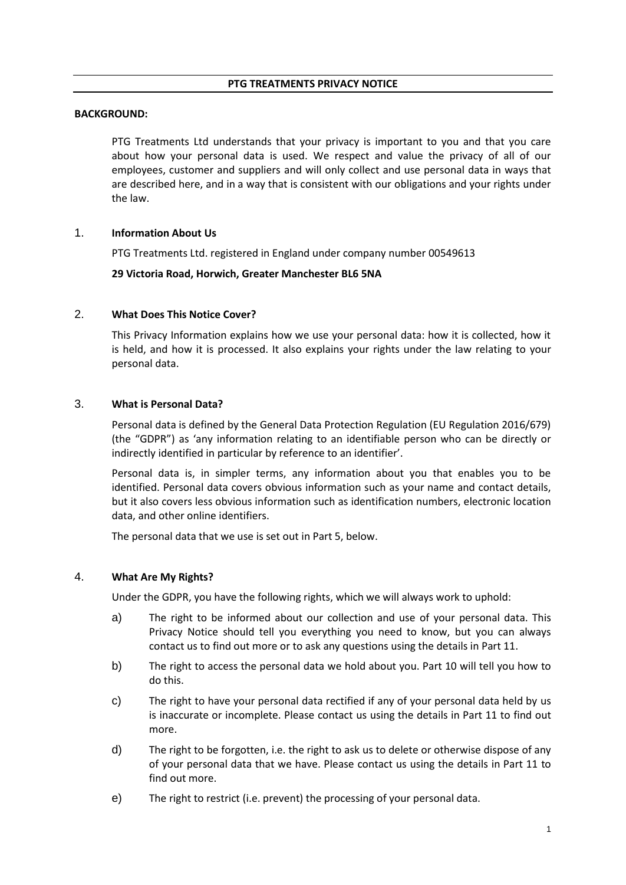# PTG TREATMENTS PRIVACY NOTICE

**BACKGROUND:**

PTG Treatments Ltd understands that your privacy is important to you and that you care about how your personal data is used. We respect and value the privacy of all of our employees, customer and suppliers and will only collect and use personal data in ways that are described here, and in a way that is consistent with our obligations and your rights under the law.

## 1. Information About Us

PTG Treatments Ltd. registered in England under company number 00549613

**29 Victoria Road, Horwich, Greater Manchester BL6 5NA**

## 2. What Does This Notice Cover?

This Privacy Information explains how we use your personal data: how it is collected, how it is held, and how it is processed. It also explains your rights under the law relating to your personal data.

## 3. What is Personal Data?

Personal data is defined by the General Data Protection Regulation (EU Regulation 2016/679) (the "GDPR") as 'any information relating to an identifiable person who can be directly or indirectly identified in particular by reference to an identifier'.

Personal data is, in simpler terms, any information about you that enables you to be identified. Personal data covers obvious information such as your name and contact details, but it also covers less obvious information such as identification numbers, electronic location data, and other online identifiers.

The personal data that we use is set out in Part 5, below.

## 4. What Are My Rights?

Under the GDPR, you have the following rights, which we will always work to uphold:

a) The right to be informed about our collection and use of your personal data. This Privacy Notice should tell you everything you need to know, but you can always contact us to find out more or to ask any questions using the details in Part 11.

b) The right to access the personal data we hold about you. Part 10 will tell you how to do this.

c) The right to have your personal data rectified if any of your personal data held by us is inaccurate or incomplete. Please contact us using the details in Part 11 to find out more.

d) The right to be forgotten, i.e. the right to ask us to delete or otherwise dispose of any of your personal data that we have. Please contact us using the details in Part 11 to find out more.

e) The right to restrict (i.e. prevent) the processing of your personal data.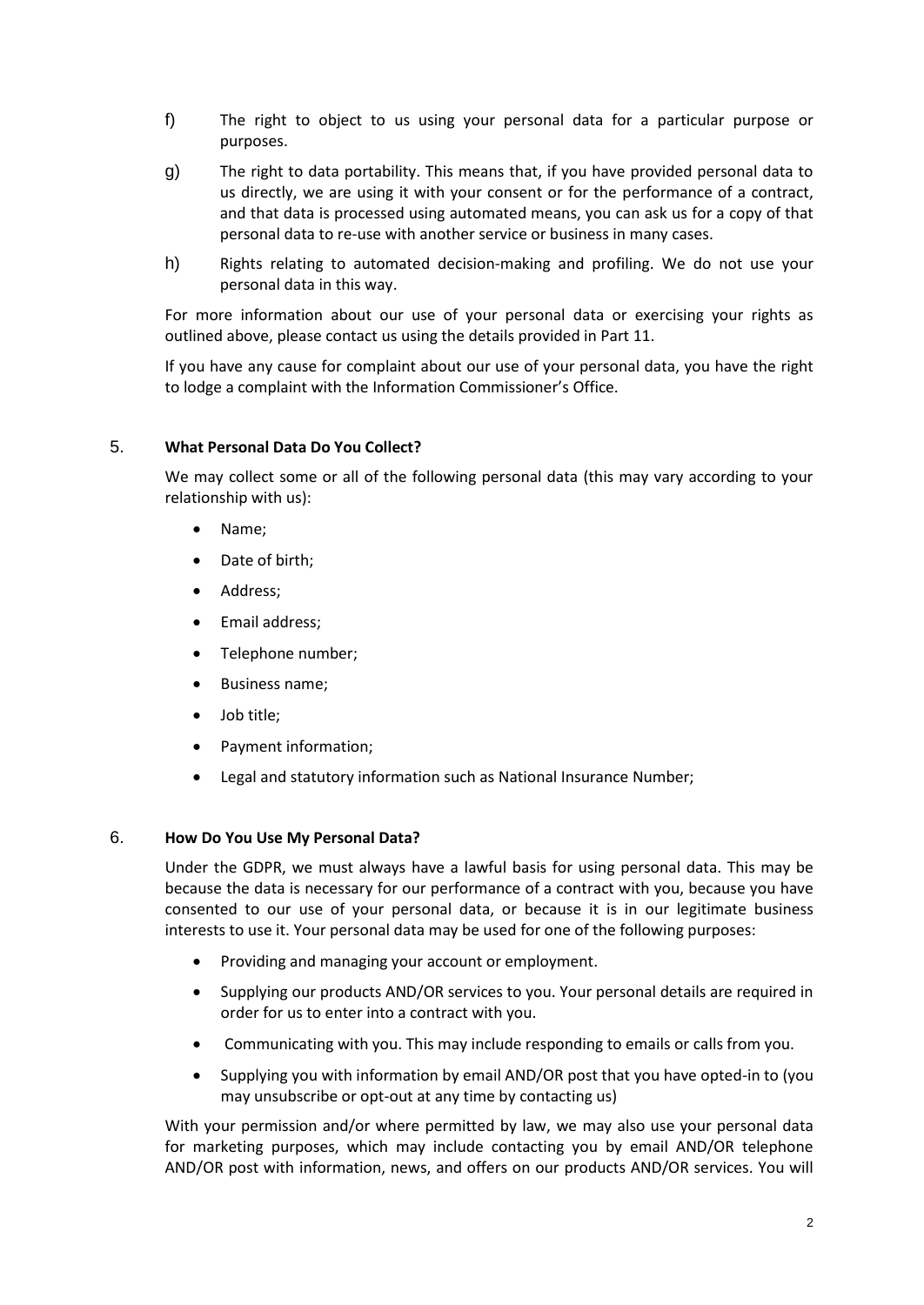f) The right to object to us using your personal data for a particular purpose or purposes.

g) The right to data portability. This means that, if you have provided personal data to us directly, we are using it with your consent or for the performance of a contract, and that data is processed using automated means, you can ask us for a copy of that personal data to re-use with another service or business in many cases.

h) Rights relating to automated decision-making and profiling. We do not use your personal data in this way.

For more information about our use of your personal data or exercising your rights as outlined above, please contact us using the details provided in Part 11.

If you have any cause for complaint about our use of your personal data, you have the right to lodge a complaint with the Information Commissioner's Office.

## 5. What Personal Data Do You Collect?

We may collect some or all of the following personal data (this may vary according to your relationship with us):

- Name;
- Date of birth;
- Address;
- Email address;
- Telephone number;
- Business name;
- Job title;
- Payment information;
- Legal and statutory information such as National Insurance Number;

## 6. How Do You Use My Personal Data?

Under the GDPR, we must always have a lawful basis for using personal data. This may be because the data is necessary for our performance of a contract with you, because you have consented to our use of your personal data, or because it is in our legitimate business interests to use it. Your personal data may be used for one of the following purposes:

- Providing and managing your account or employment.
- Supplying our products AND/OR services to you. Your personal details are required in order for us to enter into a contract with you.
- Communicating with you. This may include responding to emails or calls from you.
- Supplying you with information by email AND/OR post that you have opted-in to (you may unsubscribe or opt-out at any time by contacting us)

With your permission and/or where permitted by law, we may also use your personal data for marketing purposes, which may include contacting you by email AND/OR telephone AND/OR post with information, news, and offers on our products AND/OR services. You will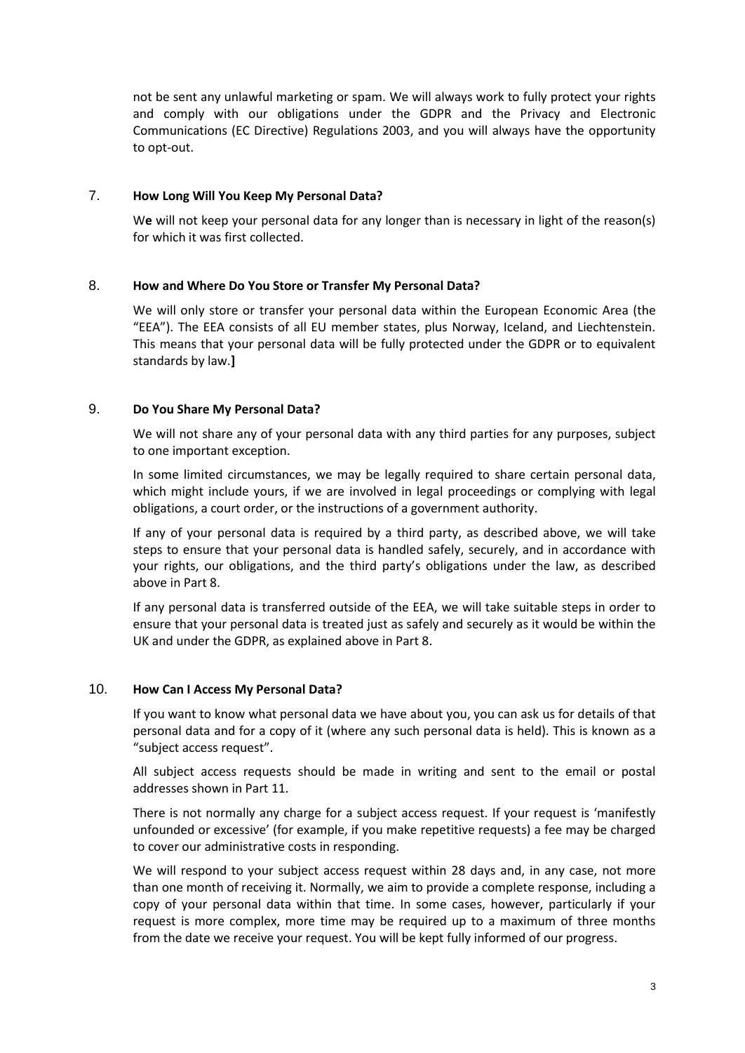not be sent any unlawful marketing or spam. We will always work to fully protect your rights and comply with our obligations under the GDPR and the Privacy and Electronic Communications (EC Directive) Regulations 2003, and you will always have the opportunity to opt-out.

## 7. How Long Will You Keep My Personal Data?

We will not keep your personal data for any longer than is necessary in light of the reason(s) for which it was first collected.

## 8. How and Where Do You Store or Transfer My Personal Data?

We will only store or transfer your personal data within the European Economic Area (the "EEA"). The EEA consists of all EU member states, plus Norway, Iceland, and Liechtenstein. This means that your personal data will be fully protected under the GDPR or to equivalent standards by law.**]**

## 9. Do You Share My Personal Data?

We will not share any of your personal data with any third parties for any purposes, subject to one important exception.

In some limited circumstances, we may be legally required to share certain personal data, which might include yours, if we are involved in legal proceedings or complying with legal obligations, a court order, or the instructions of a government authority.

If any of your personal data is required by a third party, as described above, we will take steps to ensure that your personal data is handled safely, securely, and in accordance with your rights, our obligations, and the third party's obligations under the law, as described above in Part 8.

If any personal data is transferred outside of the EEA, we will take suitable steps in order to ensure that your personal data is treated just as safely and securely as it would be within the UK and under the GDPR, as explained above in Part 8.

## 10. How Can I Access My Personal Data?

If you want to know what personal data we have about you, you can ask us for details of that personal data and for a copy of it (where any such personal data is held). This is known as a "subject access request".

All subject access requests should be made in writing and sent to the email or postal addresses shown in Part 11.

There is not normally any charge for a subject access request. If your request is 'manifestly unfounded or excessive' (for example, if you make repetitive requests) a fee may be charged to cover our administrative costs in responding.

We will respond to your subject access request within 28 days and, in any case, not more than one month of receiving it. Normally, we aim to provide a complete response, including a copy of your personal data within that time. In some cases, however, particularly if your request is more complex, more time may be required up to a maximum of three months from the date we receive your request. You will be kept fully informed of our progress.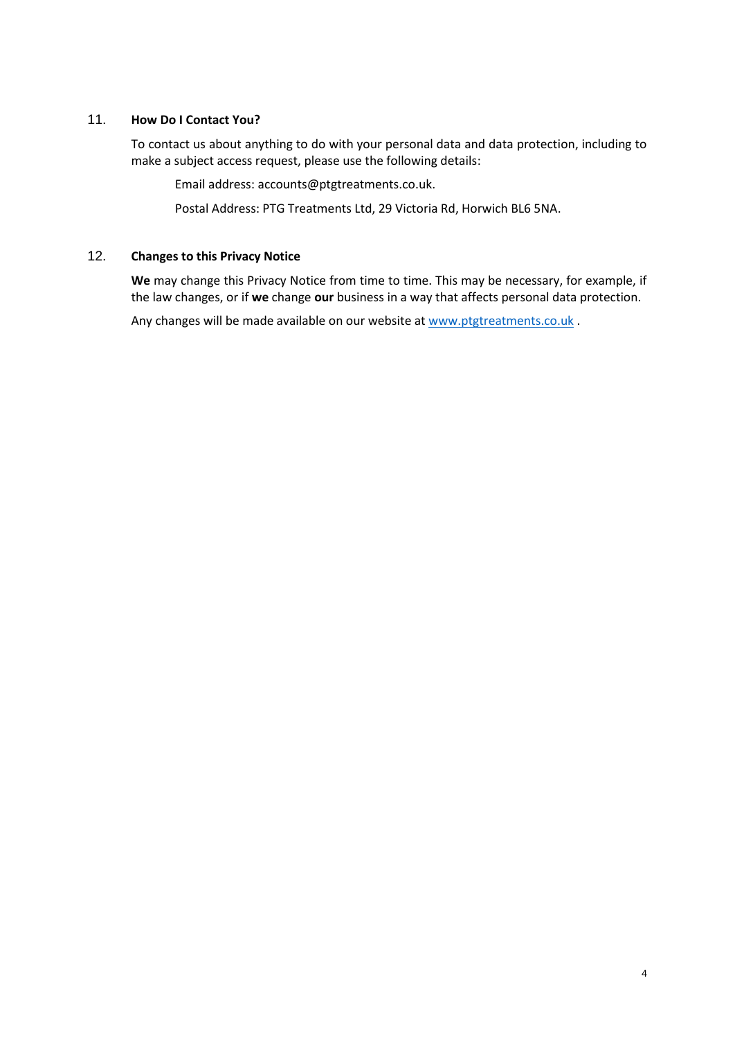## 11. How Do I Contact You?

To contact us about anything to do with your personal data and data protection, including to make a subject access request, please use the following details:

Email address: accounts@ptgtreatments.co.uk.

Postal Address: PTG Treatments Ltd, 29 Victoria Rd, Horwich BL6 5NA.

## 12. Changes to this Privacy Notice

**We** may change this Privacy Notice from time to time. This may be necessary, for example, if the law changes, or if **we** change **our** business in a way that affects personal data protection.

Any changes will be made available on our website at www.ptgtreatments.co.uk .